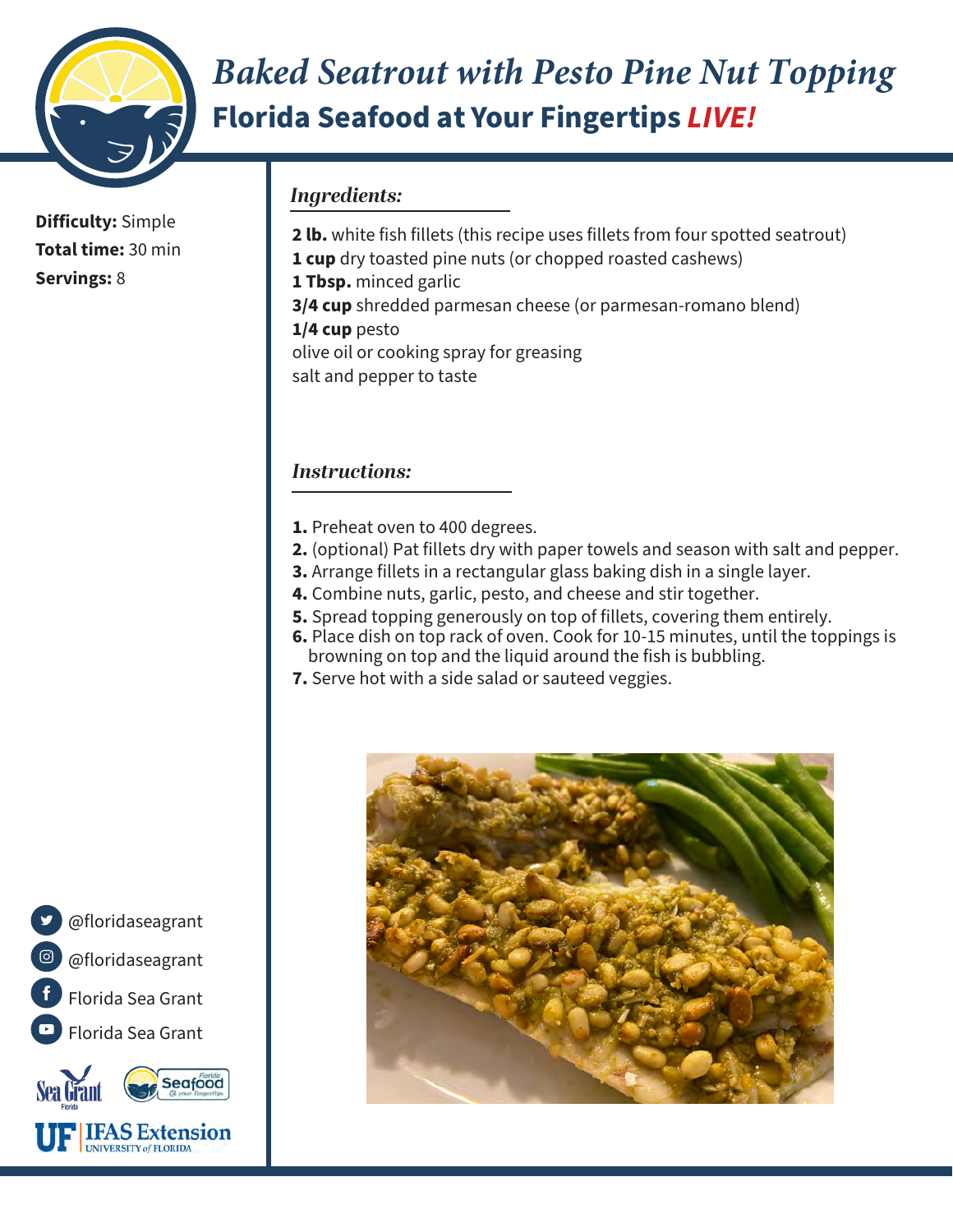# *Baked Seatrout with Pesto Pine Nut Topping*

## Florida Seafood at Your Fingertips *LIVE!*

**Difficulty:** Simple
**Total time:** 30 min
**Servings:** 8

### *Ingredients:*

**2 lb.** white fish fillets (this recipe uses fillets from four spotted seatrout)
**1 cup** dry toasted pine nuts (or chopped roasted cashews)
**1 Tbsp.** minced garlic
**3/4 cup** shredded parmesan cheese (or parmesan-romano blend)
**1/4 cup** pesto
olive oil or cooking spray for greasing
salt and pepper to taste

### *Instructions:*

1. Preheat oven to 400 degrees.
2. (optional) Pat fillets dry with paper towels and season with salt and pepper.
3. Arrange fillets in a rectangular glass baking dish in a single layer.
4. Combine nuts, garlic, pesto, and cheese and stir together.
5. Spread topping generously on top of fillets, covering them entirely.
6. Place dish on top rack of oven. Cook for 10-15 minutes, until the toppings is browning on top and the liquid around the fish is bubbling.
7. Serve hot with a side salad or sauteed veggies.

@floridaseagrant
@floridaseagrant
Florida Sea Grant
Florida Sea Grant

Sea Grant Florida | Florida Seafood at your Fingertips | UF IFAS Extension UNIVERSITY of FLORIDA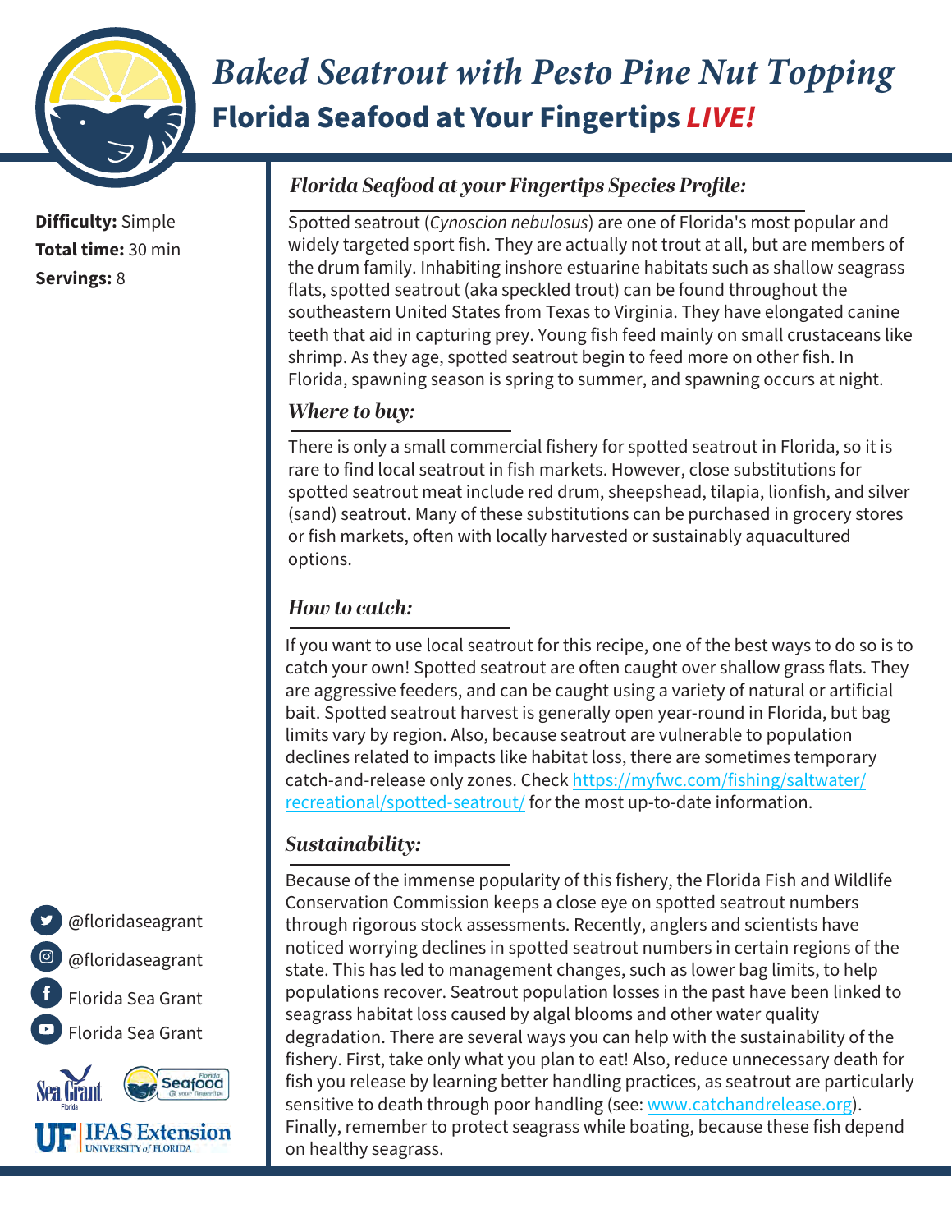# *Baked Seatrout with Pesto Pine Nut Topping*

## Florida Seafood at Your Fingertips *LIVE!*

**Difficulty:** Simple
**Total time:** 30 min
**Servings:** 8

### *Florida Seafood at your Fingertips Species Profile:*

Spotted seatrout (*Cynoscion nebulosus*) are one of Florida's most popular and widely targeted sport fish. They are actually not trout at all, but are members of the drum family. Inhabiting inshore estuarine habitats such as shallow seagrass flats, spotted seatrout (aka speckled trout) can be found throughout the southeastern United States from Texas to Virginia. They have elongated canine teeth that aid in capturing prey. Young fish feed mainly on small crustaceans like shrimp. As they age, spotted seatrout begin to feed more on other fish. In Florida, spawning season is spring to summer, and spawning occurs at night.

### *Where to buy:*

There is only a small commercial fishery for spotted seatrout in Florida, so it is rare to find local seatrout in fish markets. However, close substitutions for spotted seatrout meat include red drum, sheepshead, tilapia, lionfish, and silver (sand) seatrout. Many of these substitutions can be purchased in grocery stores or fish markets, often with locally harvested or sustainably aquacultured options.

### *How to catch:*

If you want to use local seatrout for this recipe, one of the best ways to do so is to catch your own! Spotted seatrout are often caught over shallow grass flats. They are aggressive feeders, and can be caught using a variety of natural or artificial bait. Spotted seatrout harvest is generally open year-round in Florida, but bag limits vary by region. Also, because seatrout are vulnerable to population declines related to impacts like habitat loss, there are sometimes temporary catch-and-release only zones. Check https://myfwc.com/fishing/saltwater/recreational/spotted-seatrout/ for the most up-to-date information.

### *Sustainability:*

Because of the immense popularity of this fishery, the Florida Fish and Wildlife Conservation Commission keeps a close eye on spotted seatrout numbers through rigorous stock assessments. Recently, anglers and scientists have noticed worrying declines in spotted seatrout numbers in certain regions of the state. This has led to management changes, such as lower bag limits, to help populations recover. Seatrout population losses in the past have been linked to seagrass habitat loss caused by algal blooms and other water quality degradation. There are several ways you can help with the sustainability of the fishery. First, take only what you plan to eat! Also, reduce unnecessary death for fish you release by learning better handling practices, as seatrout are particularly sensitive to death through poor handling (see: www.catchandrelease.org). Finally, remember to protect seagrass while boating, because these fish depend on healthy seagrass.

@floridaseagrant
@floridaseagrant
Florida Sea Grant
Florida Sea Grant